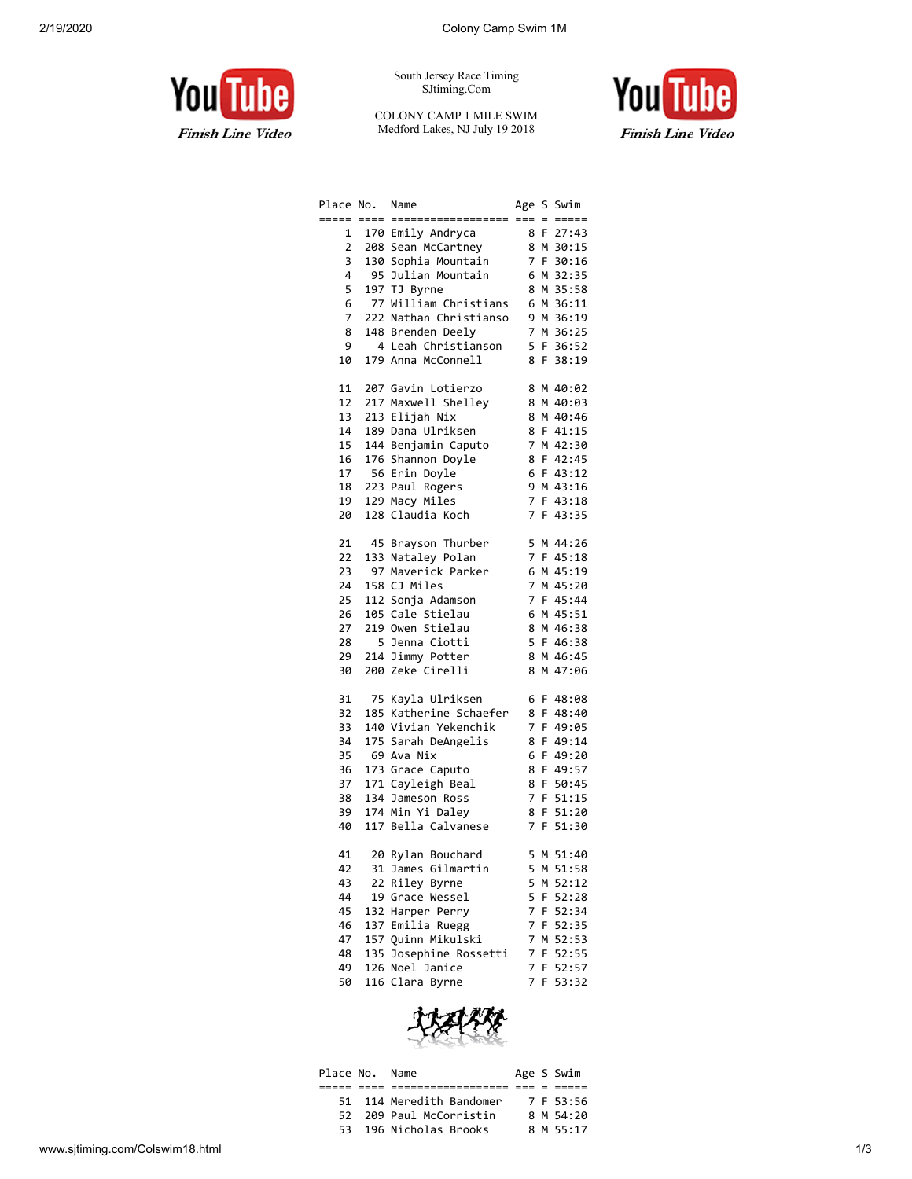South Jersey Race Timing
SJtiming.Com

COLONY CAMP 1 MILE SWIM
Medford Lakes, NJ July 19 2018

| Place | No. | Name | Age | S | Swim |
|---|---|---|---|---|---|
| 1 | 170 | Emily Andryca | 8 | F | 27:43 |
| 2 | 208 | Sean McCartney | 8 | M | 30:15 |
| 3 | 130 | Sophia Mountain | 7 | F | 30:16 |
| 4 | 95 | Julian Mountain | 6 | M | 32:35 |
| 5 | 197 | TJ Byrne | 8 | M | 35:58 |
| 6 | 77 | William Christians | 6 | M | 36:11 |
| 7 | 222 | Nathan Christianso | 9 | M | 36:19 |
| 8 | 148 | Brenden Deely | 7 | M | 36:25 |
| 9 | 4 | Leah Christianson | 5 | F | 36:52 |
| 10 | 179 | Anna McConnell | 8 | F | 38:19 |
| 11 | 207 | Gavin Lotierzo | 8 | M | 40:02 |
| 12 | 217 | Maxwell Shelley | 8 | M | 40:03 |
| 13 | 213 | Elijah Nix | 8 | M | 40:46 |
| 14 | 189 | Dana Ulriksen | 8 | F | 41:15 |
| 15 | 144 | Benjamin Caputo | 7 | M | 42:30 |
| 16 | 176 | Shannon Doyle | 8 | F | 42:45 |
| 17 | 56 | Erin Doyle | 6 | F | 43:12 |
| 18 | 223 | Paul Rogers | 9 | M | 43:16 |
| 19 | 129 | Macy Miles | 7 | F | 43:18 |
| 20 | 128 | Claudia Koch | 7 | F | 43:35 |
| 21 | 45 | Brayson Thurber | 5 | M | 44:26 |
| 22 | 133 | Nataley Polan | 7 | F | 45:18 |
| 23 | 97 | Maverick Parker | 6 | M | 45:19 |
| 24 | 158 | CJ Miles | 7 | M | 45:20 |
| 25 | 112 | Sonja Adamson | 7 | F | 45:44 |
| 26 | 105 | Cale Stielau | 6 | M | 45:51 |
| 27 | 219 | Owen Stielau | 8 | M | 46:38 |
| 28 | 5 | Jenna Ciotti | 5 | F | 46:38 |
| 29 | 214 | Jimmy Potter | 8 | M | 46:45 |
| 30 | 200 | Zeke Cirelli | 8 | M | 47:06 |
| 31 | 75 | Kayla Ulriksen | 6 | F | 48:08 |
| 32 | 185 | Katherine Schaefer | 8 | F | 48:40 |
| 33 | 140 | Vivian Yekenchik | 7 | F | 49:05 |
| 34 | 175 | Sarah DeAngelis | 8 | F | 49:14 |
| 35 | 69 | Ava Nix | 6 | F | 49:20 |
| 36 | 173 | Grace Caputo | 8 | F | 49:57 |
| 37 | 171 | Cayleigh Beal | 8 | F | 50:45 |
| 38 | 134 | Jameson Ross | 7 | F | 51:15 |
| 39 | 174 | Min Yi Daley | 8 | F | 51:20 |
| 40 | 117 | Bella Calvanese | 7 | F | 51:30 |
| 41 | 20 | Rylan Bouchard | 5 | M | 51:40 |
| 42 | 31 | James Gilmartin | 5 | M | 51:58 |
| 43 | 22 | Riley Byrne | 5 | M | 52:12 |
| 44 | 19 | Grace Wessel | 5 | F | 52:28 |
| 45 | 132 | Harper Perry | 7 | F | 52:34 |
| 46 | 137 | Emilia Ruegg | 7 | F | 52:35 |
| 47 | 157 | Quinn Mikulski | 7 | M | 52:53 |
| 48 | 135 | Josephine Rossetti | 7 | F | 52:55 |
| 49 | 126 | Noel Janice | 7 | F | 52:57 |
| 50 | 116 | Clara Byrne | 7 | F | 53:32 |
| 51 | 114 | Meredith Bandomer | 7 | F | 53:56 |
| 52 | 209 | Paul McCorristin | 8 | M | 54:20 |
| 53 | 196 | Nicholas Brooks | 8 | M | 55:17 |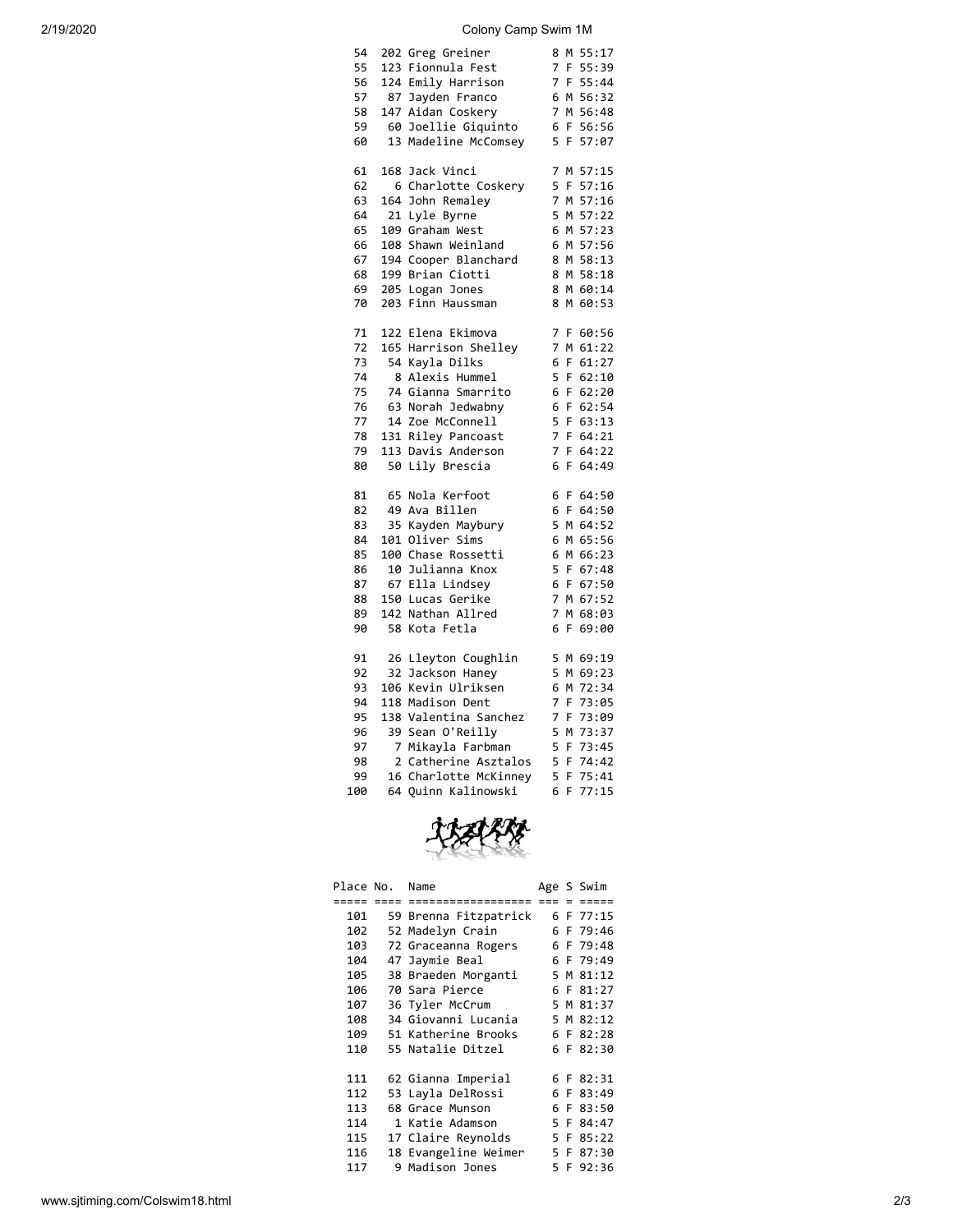| Place | No. | Name | Age | S | Swim |
|---|---|---|---|---|---|
| 54 | 202 | Greg Greiner | 8 | M | 55:17 |
| 55 | 123 | Fionnula Fest | 7 | F | 55:39 |
| 56 | 124 | Emily Harrison | 7 | F | 55:44 |
| 57 | 87 | Jayden Franco | 6 | M | 56:32 |
| 58 | 147 | Aidan Coskery | 7 | M | 56:48 |
| 59 | 60 | Joellie Giquinto | 6 | F | 56:56 |
| 60 | 13 | Madeline McComsey | 5 | F | 57:07 |
| 61 | 168 | Jack Vinci | 7 | M | 57:15 |
| 62 | 6 | Charlotte Coskery | 5 | F | 57:16 |
| 63 | 164 | John Remaley | 7 | M | 57:16 |
| 64 | 21 | Lyle Byrne | 5 | M | 57:22 |
| 65 | 109 | Graham West | 6 | M | 57:23 |
| 66 | 108 | Shawn Weinland | 6 | M | 57:56 |
| 67 | 194 | Cooper Blanchard | 8 | M | 58:13 |
| 68 | 199 | Brian Ciotti | 8 | M | 58:18 |
| 69 | 205 | Logan Jones | 8 | M | 60:14 |
| 70 | 203 | Finn Haussman | 8 | M | 60:53 |
| 71 | 122 | Elena Ekimova | 7 | F | 60:56 |
| 72 | 165 | Harrison Shelley | 7 | M | 61:22 |
| 73 | 54 | Kayla Dilks | 6 | F | 61:27 |
| 74 | 8 | Alexis Hummel | 5 | F | 62:10 |
| 75 | 74 | Gianna Smarrito | 6 | F | 62:20 |
| 76 | 63 | Norah Jedwabny | 6 | F | 62:54 |
| 77 | 14 | Zoe McConnell | 5 | F | 63:13 |
| 78 | 131 | Riley Pancoast | 7 | F | 64:21 |
| 79 | 113 | Davis Anderson | 7 | F | 64:22 |
| 80 | 50 | Lily Brescia | 6 | F | 64:49 |
| 81 | 65 | Nola Kerfoot | 6 | F | 64:50 |
| 82 | 49 | Ava Billen | 6 | F | 64:50 |
| 83 | 35 | Kayden Maybury | 5 | M | 64:52 |
| 84 | 101 | Oliver Sims | 6 | M | 65:56 |
| 85 | 100 | Chase Rossetti | 6 | M | 66:23 |
| 86 | 10 | Julianna Knox | 5 | F | 67:48 |
| 87 | 67 | Ella Lindsey | 6 | F | 67:50 |
| 88 | 150 | Lucas Gerike | 7 | M | 67:52 |
| 89 | 142 | Nathan Allred | 7 | M | 68:03 |
| 90 | 58 | Kota Fetla | 6 | F | 69:00 |
| 91 | 26 | Lleyton Coughlin | 5 | M | 69:19 |
| 92 | 32 | Jackson Haney | 5 | M | 69:23 |
| 93 | 106 | Kevin Ulriksen | 6 | M | 72:34 |
| 94 | 118 | Madison Dent | 7 | F | 73:05 |
| 95 | 138 | Valentina Sanchez | 7 | F | 73:09 |
| 96 | 39 | Sean O'Reilly | 5 | M | 73:37 |
| 97 | 7 | Mikayla Farbman | 5 | F | 73:45 |
| 98 | 2 | Catherine Asztalos | 5 | F | 74:42 |
| 99 | 16 | Charlotte McKinney | 5 | F | 75:41 |
| 100 | 64 | Quinn Kalinowski | 6 | F | 77:15 |
| 101 | 59 | Brenna Fitzpatrick | 6 | F | 77:15 |
| 102 | 52 | Madelyn Crain | 6 | F | 79:46 |
| 103 | 72 | Graceanna Rogers | 6 | F | 79:48 |
| 104 | 47 | Jaymie Beal | 6 | F | 79:49 |
| 105 | 38 | Braeden Morganti | 5 | M | 81:12 |
| 106 | 70 | Sara Pierce | 6 | F | 81:27 |
| 107 | 36 | Tyler McCrum | 5 | M | 81:37 |
| 108 | 34 | Giovanni Lucania | 5 | M | 82:12 |
| 109 | 51 | Katherine Brooks | 6 | F | 82:28 |
| 110 | 55 | Natalie Ditzel | 6 | F | 82:30 |
| 111 | 62 | Gianna Imperial | 6 | F | 82:31 |
| 112 | 53 | Layla DelRossi | 6 | F | 83:49 |
| 113 | 68 | Grace Munson | 6 | F | 83:50 |
| 114 | 1 | Katie Adamson | 5 | F | 84:47 |
| 115 | 17 | Claire Reynolds | 5 | F | 85:22 |
| 116 | 18 | Evangeline Weimer | 5 | F | 87:30 |
| 117 | 9 | Madison Jones | 5 | F | 92:36 |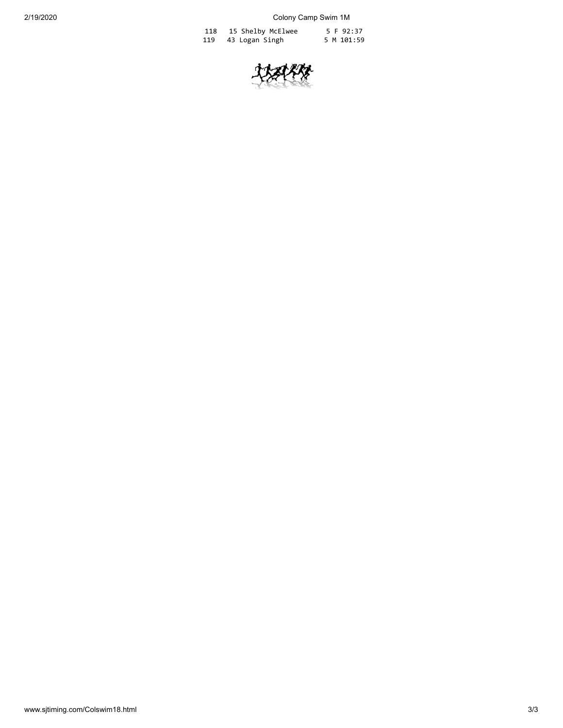| | | | | | |
|---|---|---|---|---|---|
| 118 | 15 | Shelby McElwee | 5 | F | 92:37 |
| 119 | 43 | Logan Singh | 5 | M | 101:59 |